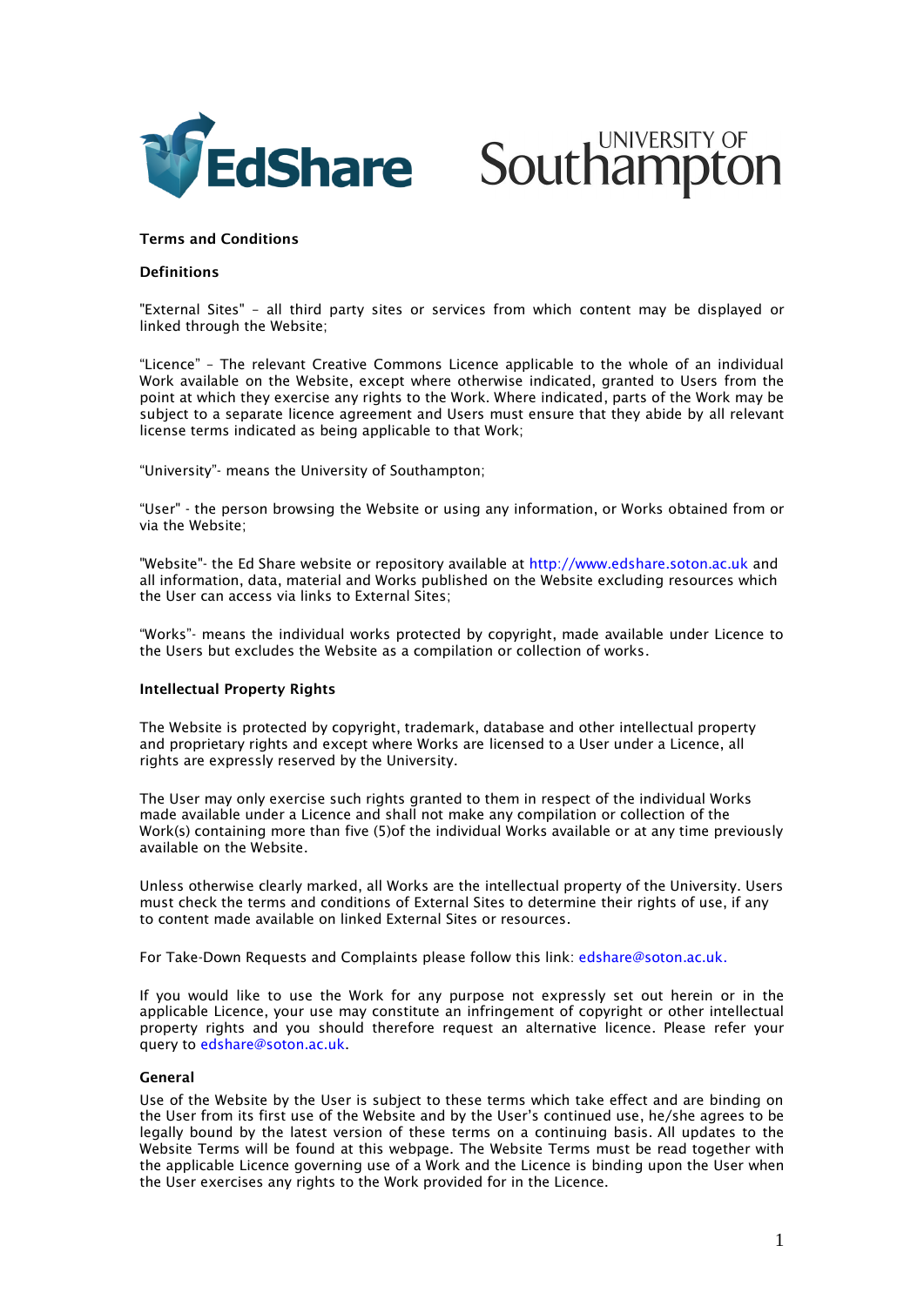**Terms and Conditions**

**Definitions**

"External Sites" – all third party sites or services from which content may be displayed or linked through the Website;

"Licence" – The relevant Creative Commons Licence applicable to the whole of an individual Work available on the Website, except where otherwise indicated, granted to Users from the point at which they exercise any rights to the Work. Where indicated, parts of the Work may be subject to a separate licence agreement and Users must ensure that they abide by all relevant license terms indicated as being applicable to that Work;

"University"- means the University of Southampton;

"User" - the person browsing the Website or using any information, or Works obtained from or via the Website;

"Website"- the Ed Share website or repository available at http://www.edshare.soton.ac.uk and all information, data, material and Works published on the Website excluding resources which the User can access via links to External Sites;

"Works"- means the individual works protected by copyright, made available under Licence to the Users but excludes the Website as a compilation or collection of works.

**Intellectual Property Rights**

The Website is protected by copyright, trademark, database and other intellectual property and proprietary rights and except where Works are licensed to a User under a Licence, all rights are expressly reserved by the University.

The User may only exercise such rights granted to them in respect of the individual Works made available under a Licence and shall not make any compilation or collection of the Work(s) containing more than five (5)of the individual Works available or at any time previously available on the Website.

Unless otherwise clearly marked, all Works are the intellectual property of the University. Users must check the terms and conditions of External Sites to determine their rights of use, if any to content made available on linked External Sites or resources.

For Take-Down Requests and Complaints please follow this link: edshare@soton.ac.uk.

If you would like to use the Work for any purpose not expressly set out herein or in the applicable Licence, your use may constitute an infringement of copyright or other intellectual property rights and you should therefore request an alternative licence. Please refer your query to edshare@soton.ac.uk.

**General**

Use of the Website by the User is subject to these terms which take effect and are binding on the User from its first use of the Website and by the User's continued use, he/she agrees to be legally bound by the latest version of these terms on a continuing basis. All updates to the Website Terms will be found at this webpage. The Website Terms must be read together with the applicable Licence governing use of a Work and the Licence is binding upon the User when the User exercises any rights to the Work provided for in the Licence.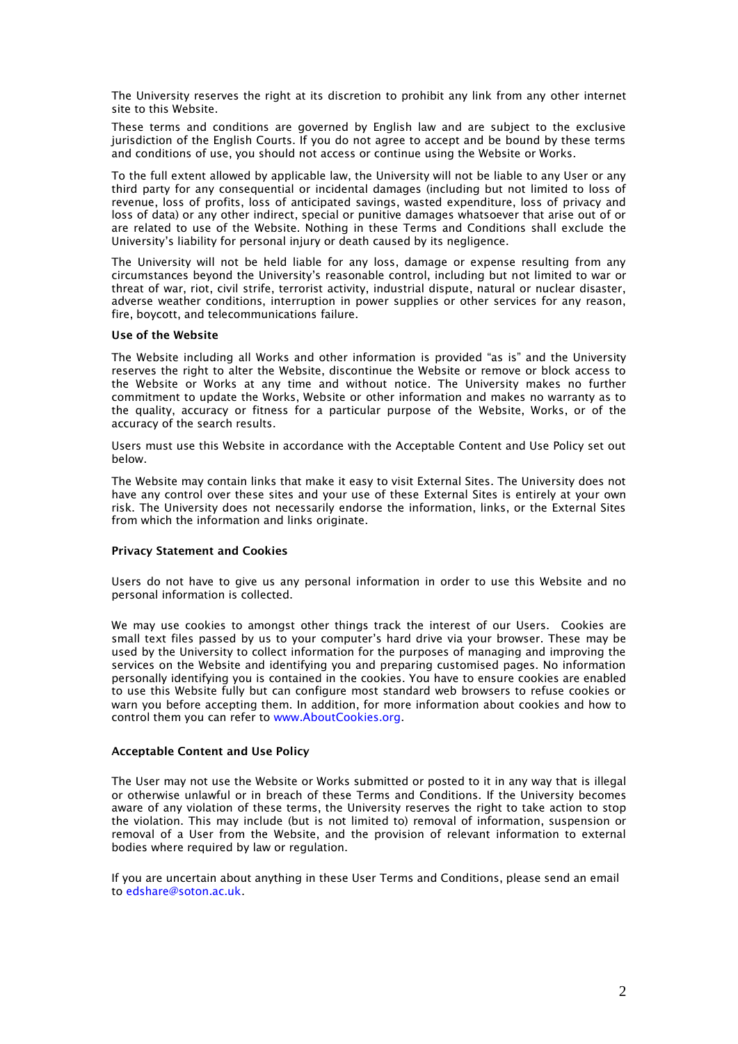The University reserves the right at its discretion to prohibit any link from any other internet site to this Website.

These terms and conditions are governed by English law and are subject to the exclusive jurisdiction of the English Courts. If you do not agree to accept and be bound by these terms and conditions of use, you should not access or continue using the Website or Works.

To the full extent allowed by applicable law, the University will not be liable to any User or any third party for any consequential or incidental damages (including but not limited to loss of revenue, loss of profits, loss of anticipated savings, wasted expenditure, loss of privacy and loss of data) or any other indirect, special or punitive damages whatsoever that arise out of or are related to use of the Website. Nothing in these Terms and Conditions shall exclude the University's liability for personal injury or death caused by its negligence.

The University will not be held liable for any loss, damage or expense resulting from any circumstances beyond the University's reasonable control, including but not limited to war or threat of war, riot, civil strife, terrorist activity, industrial dispute, natural or nuclear disaster, adverse weather conditions, interruption in power supplies or other services for any reason, fire, boycott, and telecommunications failure.

**Use of the Website**

The Website including all Works and other information is provided "as is" and the University reserves the right to alter the Website, discontinue the Website or remove or block access to the Website or Works at any time and without notice. The University makes no further commitment to update the Works, Website or other information and makes no warranty as to the quality, accuracy or fitness for a particular purpose of the Website, Works, or of the accuracy of the search results.

Users must use this Website in accordance with the Acceptable Content and Use Policy set out below.

The Website may contain links that make it easy to visit External Sites. The University does not have any control over these sites and your use of these External Sites is entirely at your own risk. The University does not necessarily endorse the information, links, or the External Sites from which the information and links originate.

**Privacy Statement and Cookies**

Users do not have to give us any personal information in order to use this Website and no personal information is collected.

We may use cookies to amongst other things track the interest of our Users. Cookies are small text files passed by us to your computer's hard drive via your browser. These may be used by the University to collect information for the purposes of managing and improving the services on the Website and identifying you and preparing customised pages. No information personally identifying you is contained in the cookies. You have to ensure cookies are enabled to use this Website fully but can configure most standard web browsers to refuse cookies or warn you before accepting them. In addition, for more information about cookies and how to control them you can refer to www.AboutCookies.org.

**Acceptable Content and Use Policy**

The User may not use the Website or Works submitted or posted to it in any way that is illegal or otherwise unlawful or in breach of these Terms and Conditions. If the University becomes aware of any violation of these terms, the University reserves the right to take action to stop the violation. This may include (but is not limited to) removal of information, suspension or removal of a User from the Website, and the provision of relevant information to external bodies where required by law or regulation.

If you are uncertain about anything in these User Terms and Conditions, please send an email to edshare@soton.ac.uk.